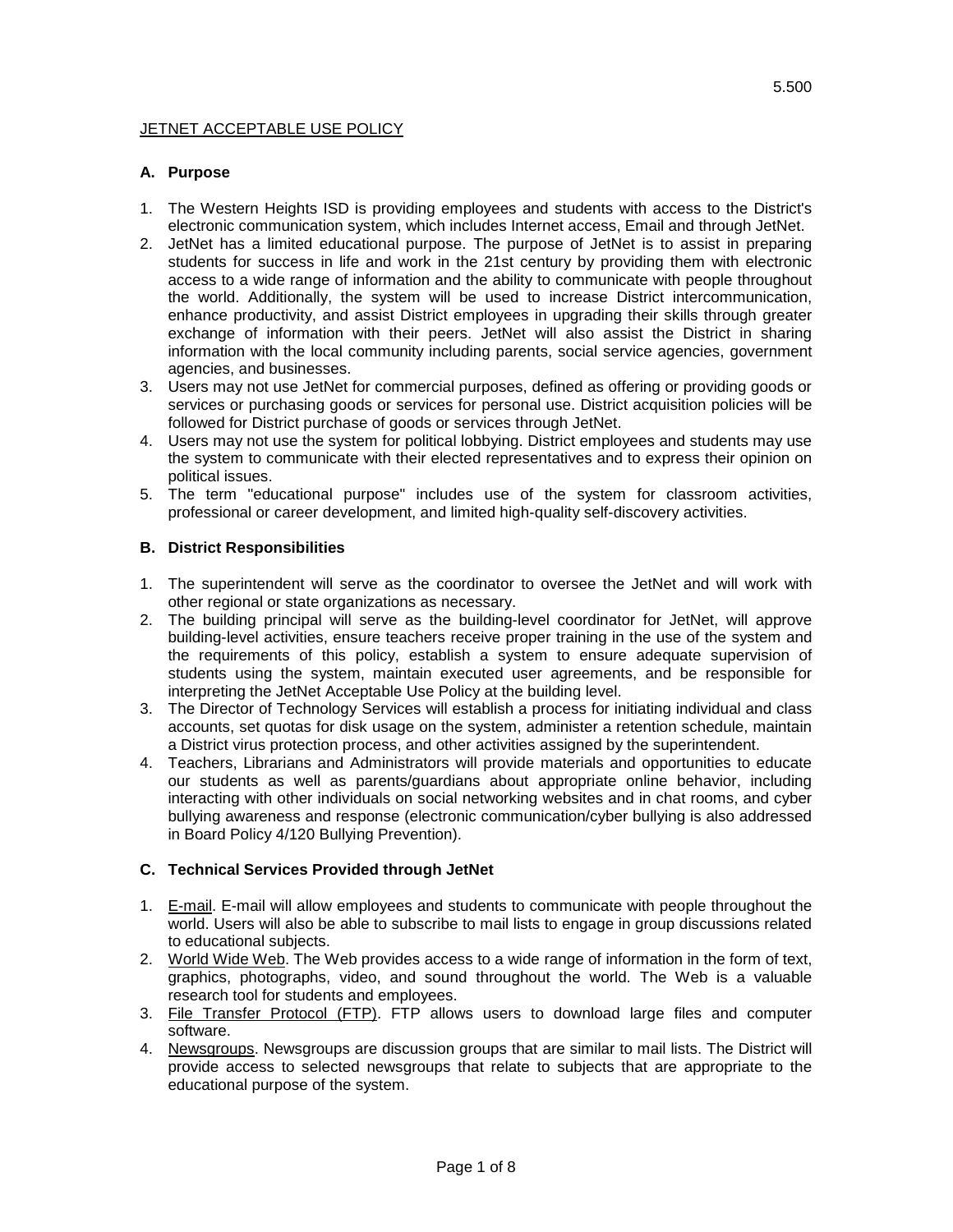5.500

JETNET ACCEPTABLE USE POLICY

## A. Purpose

1. The Western Heights ISD is providing employees and students with access to the District's electronic communication system, which includes Internet access, Email and through JetNet.
2. JetNet has a limited educational purpose. The purpose of JetNet is to assist in preparing students for success in life and work in the 21st century by providing them with electronic access to a wide range of information and the ability to communicate with people throughout the world. Additionally, the system will be used to increase District intercommunication, enhance productivity, and assist District employees in upgrading their skills through greater exchange of information with their peers. JetNet will also assist the District in sharing information with the local community including parents, social service agencies, government agencies, and businesses.
3. Users may not use JetNet for commercial purposes, defined as offering or providing goods or services or purchasing goods or services for personal use. District acquisition policies will be followed for District purchase of goods or services through JetNet.
4. Users may not use the system for political lobbying. District employees and students may use the system to communicate with their elected representatives and to express their opinion on political issues.
5. The term "educational purpose" includes use of the system for classroom activities, professional or career development, and limited high-quality self-discovery activities.

## B. District Responsibilities

1. The superintendent will serve as the coordinator to oversee the JetNet and will work with other regional or state organizations as necessary.
2. The building principal will serve as the building-level coordinator for JetNet, will approve building-level activities, ensure teachers receive proper training in the use of the system and the requirements of this policy, establish a system to ensure adequate supervision of students using the system, maintain executed user agreements, and be responsible for interpreting the JetNet Acceptable Use Policy at the building level.
3. The Director of Technology Services will establish a process for initiating individual and class accounts, set quotas for disk usage on the system, administer a retention schedule, maintain a District virus protection process, and other activities assigned by the superintendent.
4. Teachers, Librarians and Administrators will provide materials and opportunities to educate our students as well as parents/guardians about appropriate online behavior, including interacting with other individuals on social networking websites and in chat rooms, and cyber bullying awareness and response (electronic communication/cyber bullying is also addressed in Board Policy 4/120 Bullying Prevention).

## C. Technical Services Provided through JetNet

1. E-mail. E-mail will allow employees and students to communicate with people throughout the world. Users will also be able to subscribe to mail lists to engage in group discussions related to educational subjects.
2. World Wide Web. The Web provides access to a wide range of information in the form of text, graphics, photographs, video, and sound throughout the world. The Web is a valuable research tool for students and employees.
3. File Transfer Protocol (FTP). FTP allows users to download large files and computer software.
4. Newsgroups. Newsgroups are discussion groups that are similar to mail lists. The District will provide access to selected newsgroups that relate to subjects that are appropriate to the educational purpose of the system.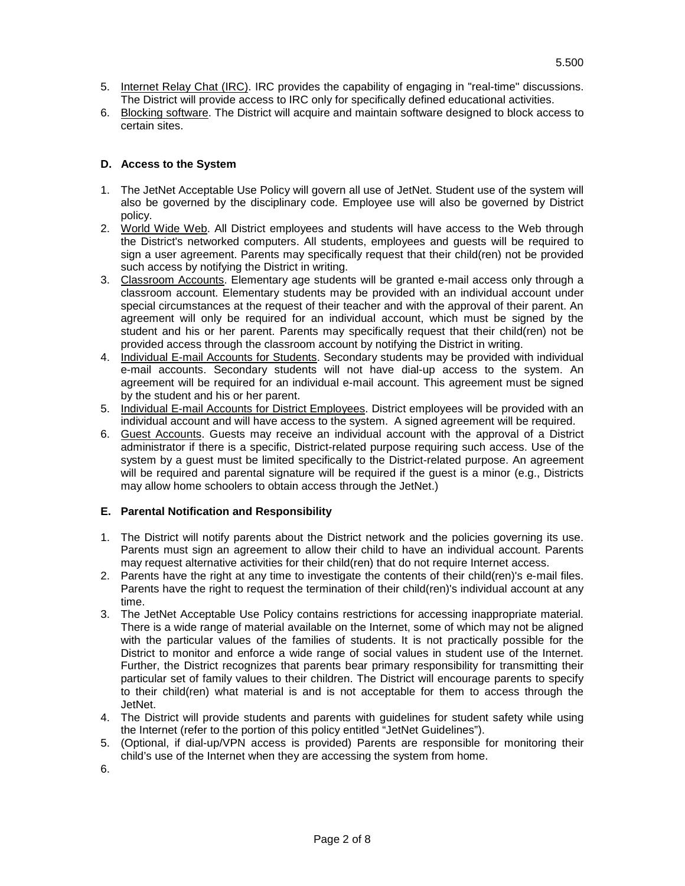5. <u>Internet Relay Chat (IRC)</u>. IRC provides the capability of engaging in "real-time" discussions. The District will provide access to IRC only for specifically defined educational activities.
6. <u>Blocking software</u>. The District will acquire and maintain software designed to block access to certain sites.

### D. Access to the System

1. The JetNet Acceptable Use Policy will govern all use of JetNet. Student use of the system will also be governed by the disciplinary code. Employee use will also be governed by District policy.
2. <u>World Wide Web</u>. All District employees and students will have access to the Web through the District's networked computers. All students, employees and guests will be required to sign a user agreement. Parents may specifically request that their child(ren) not be provided such access by notifying the District in writing.
3. <u>Classroom Accounts</u>. Elementary age students will be granted e-mail access only through a classroom account. Elementary students may be provided with an individual account under special circumstances at the request of their teacher and with the approval of their parent. An agreement will only be required for an individual account, which must be signed by the student and his or her parent. Parents may specifically request that their child(ren) not be provided access through the classroom account by notifying the District in writing.
4. <u>Individual E-mail Accounts for Students</u>. Secondary students may be provided with individual e-mail accounts. Secondary students will not have dial-up access to the system. An agreement will be required for an individual e-mail account. This agreement must be signed by the student and his or her parent.
5. <u>Individual E-mail Accounts for District Employees</u>. District employees will be provided with an individual account and will have access to the system. A signed agreement will be required.
6. <u>Guest Accounts</u>. Guests may receive an individual account with the approval of a District administrator if there is a specific, District-related purpose requiring such access. Use of the system by a guest must be limited specifically to the District-related purpose. An agreement will be required and parental signature will be required if the guest is a minor (e.g., Districts may allow home schoolers to obtain access through the JetNet.)

### E. Parental Notification and Responsibility

1. The District will notify parents about the District network and the policies governing its use. Parents must sign an agreement to allow their child to have an individual account. Parents may request alternative activities for their child(ren) that do not require Internet access.
2. Parents have the right at any time to investigate the contents of their child(ren)'s e-mail files. Parents have the right to request the termination of their child(ren)'s individual account at any time.
3. The JetNet Acceptable Use Policy contains restrictions for accessing inappropriate material. There is a wide range of material available on the Internet, some of which may not be aligned with the particular values of the families of students. It is not practically possible for the District to monitor and enforce a wide range of social values in student use of the Internet. Further, the District recognizes that parents bear primary responsibility for transmitting their particular set of family values to their children. The District will encourage parents to specify to their child(ren) what material is and is not acceptable for them to access through the JetNet.
4. The District will provide students and parents with guidelines for student safety while using the Internet (refer to the portion of this policy entitled "JetNet Guidelines").
5. (Optional, if dial-up/VPN access is provided) Parents are responsible for monitoring their child's use of the Internet when they are accessing the system from home.
6.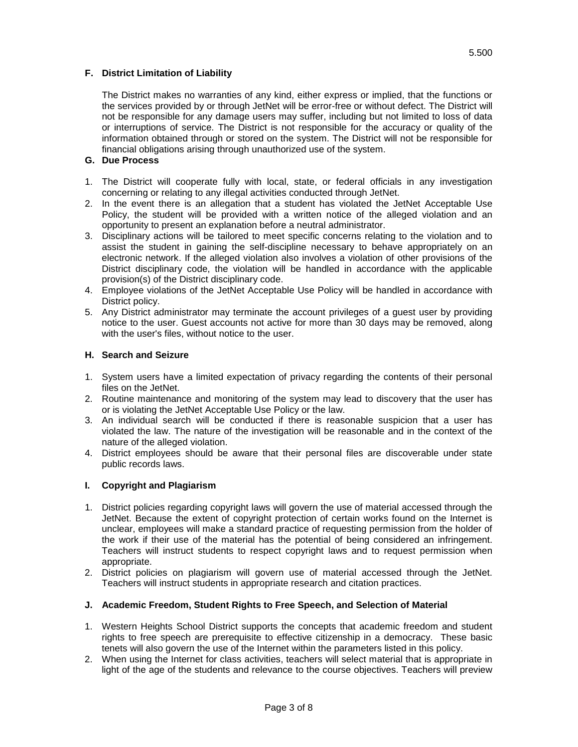### F. District Limitation of Liability

The District makes no warranties of any kind, either express or implied, that the functions or the services provided by or through JetNet will be error-free or without defect. The District will not be responsible for any damage users may suffer, including but not limited to loss of data or interruptions of service. The District is not responsible for the accuracy or quality of the information obtained through or stored on the system. The District will not be responsible for financial obligations arising through unauthorized use of the system.

### G. Due Process

1. The District will cooperate fully with local, state, or federal officials in any investigation concerning or relating to any illegal activities conducted through JetNet.
2. In the event there is an allegation that a student has violated the JetNet Acceptable Use Policy, the student will be provided with a written notice of the alleged violation and an opportunity to present an explanation before a neutral administrator.
3. Disciplinary actions will be tailored to meet specific concerns relating to the violation and to assist the student in gaining the self-discipline necessary to behave appropriately on an electronic network. If the alleged violation also involves a violation of other provisions of the District disciplinary code, the violation will be handled in accordance with the applicable provision(s) of the District disciplinary code.
4. Employee violations of the JetNet Acceptable Use Policy will be handled in accordance with District policy.
5. Any District administrator may terminate the account privileges of a guest user by providing notice to the user. Guest accounts not active for more than 30 days may be removed, along with the user's files, without notice to the user.

### H. Search and Seizure

1. System users have a limited expectation of privacy regarding the contents of their personal files on the JetNet.
2. Routine maintenance and monitoring of the system may lead to discovery that the user has or is violating the JetNet Acceptable Use Policy or the law.
3. An individual search will be conducted if there is reasonable suspicion that a user has violated the law. The nature of the investigation will be reasonable and in the context of the nature of the alleged violation.
4. District employees should be aware that their personal files are discoverable under state public records laws.

### I. Copyright and Plagiarism

1. District policies regarding copyright laws will govern the use of material accessed through the JetNet. Because the extent of copyright protection of certain works found on the Internet is unclear, employees will make a standard practice of requesting permission from the holder of the work if their use of the material has the potential of being considered an infringement. Teachers will instruct students to respect copyright laws and to request permission when appropriate.
2. District policies on plagiarism will govern use of material accessed through the JetNet. Teachers will instruct students in appropriate research and citation practices.

### J. Academic Freedom, Student Rights to Free Speech, and Selection of Material

1. Western Heights School District supports the concepts that academic freedom and student rights to free speech are prerequisite to effective citizenship in a democracy. These basic tenets will also govern the use of the Internet within the parameters listed in this policy.
2. When using the Internet for class activities, teachers will select material that is appropriate in light of the age of the students and relevance to the course objectives. Teachers will preview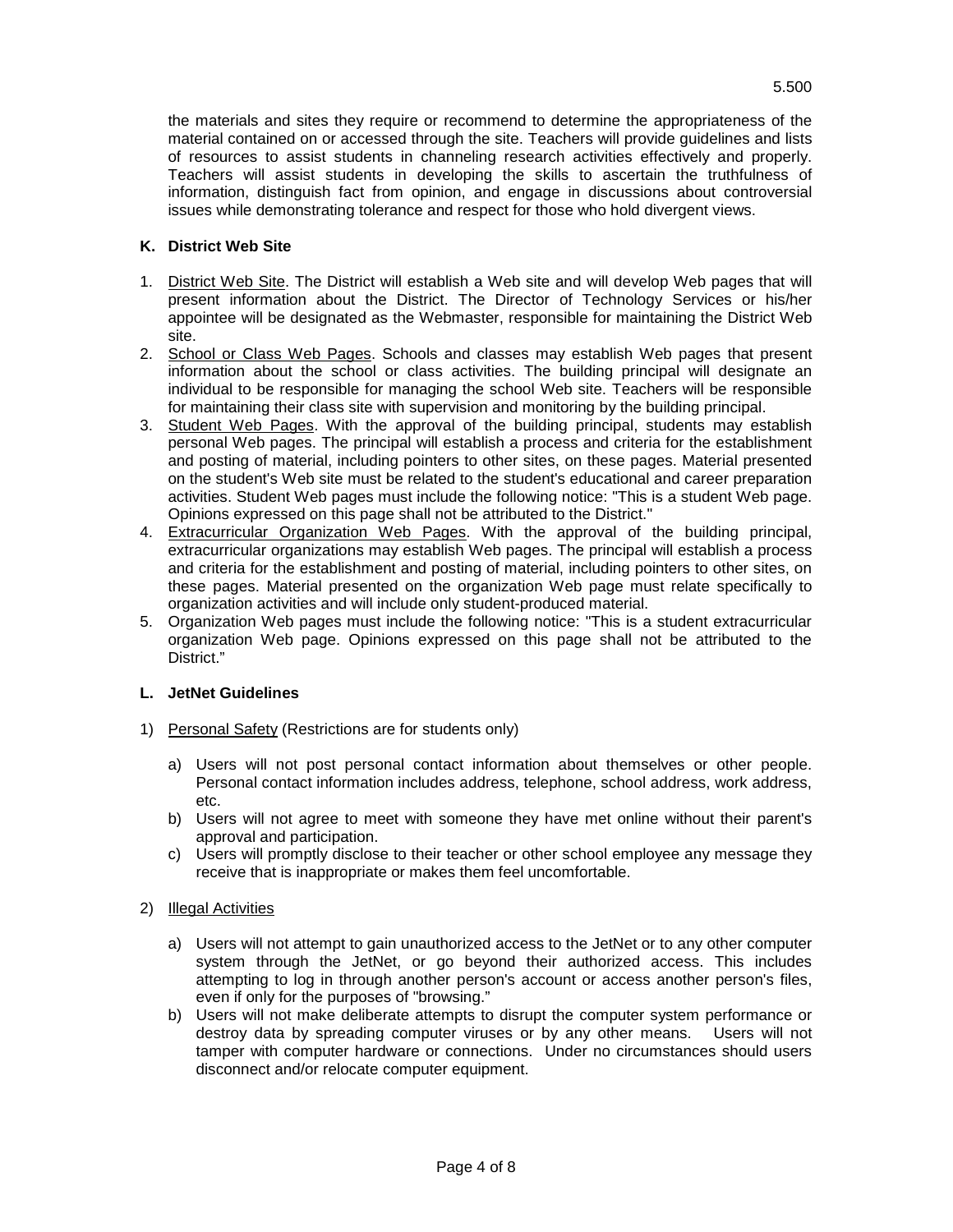the materials and sites they require or recommend to determine the appropriateness of the material contained on or accessed through the site. Teachers will provide guidelines and lists of resources to assist students in channeling research activities effectively and properly. Teachers will assist students in developing the skills to ascertain the truthfulness of information, distinguish fact from opinion, and engage in discussions about controversial issues while demonstrating tolerance and respect for those who hold divergent views.

**K. District Web Site**

1. District Web Site. The District will establish a Web site and will develop Web pages that will present information about the District. The Director of Technology Services or his/her appointee will be designated as the Webmaster, responsible for maintaining the District Web site.
2. School or Class Web Pages. Schools and classes may establish Web pages that present information about the school or class activities. The building principal will designate an individual to be responsible for managing the school Web site. Teachers will be responsible for maintaining their class site with supervision and monitoring by the building principal.
3. Student Web Pages. With the approval of the building principal, students may establish personal Web pages. The principal will establish a process and criteria for the establishment and posting of material, including pointers to other sites, on these pages. Material presented on the student's Web site must be related to the student's educational and career preparation activities. Student Web pages must include the following notice: "This is a student Web page. Opinions expressed on this page shall not be attributed to the District."
4. Extracurricular Organization Web Pages. With the approval of the building principal, extracurricular organizations may establish Web pages. The principal will establish a process and criteria for the establishment and posting of material, including pointers to other sites, on these pages. Material presented on the organization Web page must relate specifically to organization activities and will include only student-produced material.
5. Organization Web pages must include the following notice: "This is a student extracurricular organization Web page. Opinions expressed on this page shall not be attributed to the District."

**L. JetNet Guidelines**

1) Personal Safety (Restrictions are for students only)

   a) Users will not post personal contact information about themselves or other people. Personal contact information includes address, telephone, school address, work address, etc.
   b) Users will not agree to meet with someone they have met online without their parent's approval and participation.
   c) Users will promptly disclose to their teacher or other school employee any message they receive that is inappropriate or makes them feel uncomfortable.

2) Illegal Activities

   a) Users will not attempt to gain unauthorized access to the JetNet or to any other computer system through the JetNet, or go beyond their authorized access. This includes attempting to log in through another person's account or access another person's files, even if only for the purposes of "browsing."
   b) Users will not make deliberate attempts to disrupt the computer system performance or destroy data by spreading computer viruses or by any other means. Users will not tamper with computer hardware or connections. Under no circumstances should users disconnect and/or relocate computer equipment.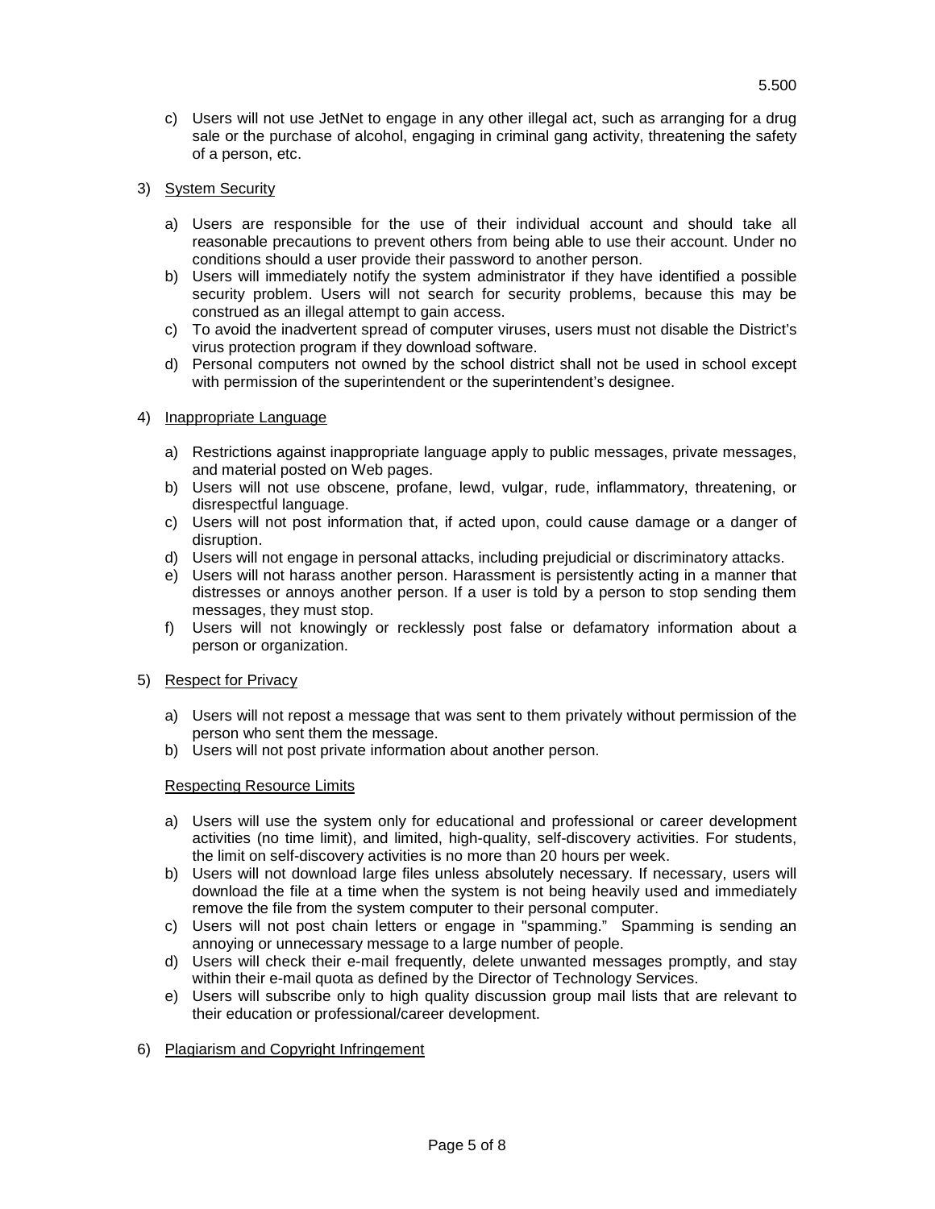c) Users will not use JetNet to engage in any other illegal act, such as arranging for a drug sale or the purchase of alcohol, engaging in criminal gang activity, threatening the safety of a person, etc.

3) <u>System Security</u>

   a) Users are responsible for the use of their individual account and should take all reasonable precautions to prevent others from being able to use their account. Under no conditions should a user provide their password to another person.
   b) Users will immediately notify the system administrator if they have identified a possible security problem. Users will not search for security problems, because this may be construed as an illegal attempt to gain access.
   c) To avoid the inadvertent spread of computer viruses, users must not disable the District's virus protection program if they download software.
   d) Personal computers not owned by the school district shall not be used in school except with permission of the superintendent or the superintendent's designee.

4) <u>Inappropriate Language</u>

   a) Restrictions against inappropriate language apply to public messages, private messages, and material posted on Web pages.
   b) Users will not use obscene, profane, lewd, vulgar, rude, inflammatory, threatening, or disrespectful language.
   c) Users will not post information that, if acted upon, could cause damage or a danger of disruption.
   d) Users will not engage in personal attacks, including prejudicial or discriminatory attacks.
   e) Users will not harass another person. Harassment is persistently acting in a manner that distresses or annoys another person. If a user is told by a person to stop sending them messages, they must stop.
   f) Users will not knowingly or recklessly post false or defamatory information about a person or organization.

5) <u>Respect for Privacy</u>

   a) Users will not repost a message that was sent to them privately without permission of the person who sent them the message.
   b) Users will not post private information about another person.

   <u>Respecting Resource Limits</u>

   a) Users will use the system only for educational and professional or career development activities (no time limit), and limited, high-quality, self-discovery activities. For students, the limit on self-discovery activities is no more than 20 hours per week.
   b) Users will not download large files unless absolutely necessary. If necessary, users will download the file at a time when the system is not being heavily used and immediately remove the file from the system computer to their personal computer.
   c) Users will not post chain letters or engage in "spamming." Spamming is sending an annoying or unnecessary message to a large number of people.
   d) Users will check their e-mail frequently, delete unwanted messages promptly, and stay within their e-mail quota as defined by the Director of Technology Services.
   e) Users will subscribe only to high quality discussion group mail lists that are relevant to their education or professional/career development.

6) <u>Plagiarism and Copyright Infringement</u>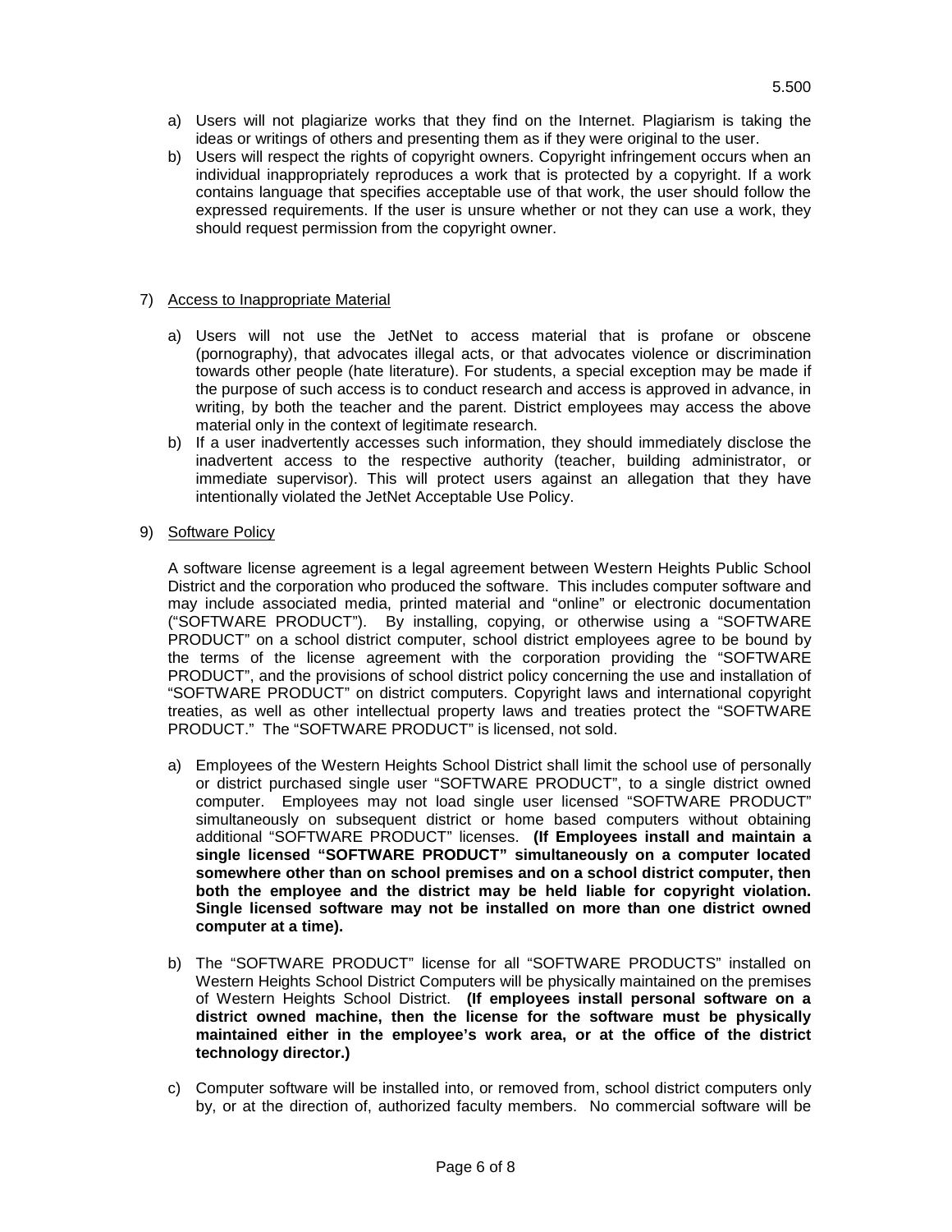a) Users will not plagiarize works that they find on the Internet. Plagiarism is taking the ideas or writings of others and presenting them as if they were original to the user.
b) Users will respect the rights of copyright owners. Copyright infringement occurs when an individual inappropriately reproduces a work that is protected by a copyright. If a work contains language that specifies acceptable use of that work, the user should follow the expressed requirements. If the user is unsure whether or not they can use a work, they should request permission from the copyright owner.

7) Access to Inappropriate Material

a) Users will not use the JetNet to access material that is profane or obscene (pornography), that advocates illegal acts, or that advocates violence or discrimination towards other people (hate literature). For students, a special exception may be made if the purpose of such access is to conduct research and access is approved in advance, in writing, by both the teacher and the parent. District employees may access the above material only in the context of legitimate research.
b) If a user inadvertently accesses such information, they should immediately disclose the inadvertent access to the respective authority (teacher, building administrator, or immediate supervisor). This will protect users against an allegation that they have intentionally violated the JetNet Acceptable Use Policy.

9) Software Policy

A software license agreement is a legal agreement between Western Heights Public School District and the corporation who produced the software. This includes computer software and may include associated media, printed material and "online" or electronic documentation ("SOFTWARE PRODUCT"). By installing, copying, or otherwise using a "SOFTWARE PRODUCT" on a school district computer, school district employees agree to be bound by the terms of the license agreement with the corporation providing the "SOFTWARE PRODUCT", and the provisions of school district policy concerning the use and installation of "SOFTWARE PRODUCT" on district computers. Copyright laws and international copyright treaties, as well as other intellectual property laws and treaties protect the "SOFTWARE PRODUCT." The "SOFTWARE PRODUCT" is licensed, not sold.

a) Employees of the Western Heights School District shall limit the school use of personally or district purchased single user "SOFTWARE PRODUCT", to a single district owned computer. Employees may not load single user licensed "SOFTWARE PRODUCT" simultaneously on subsequent district or home based computers without obtaining additional "SOFTWARE PRODUCT" licenses. **(If Employees install and maintain a single licensed "SOFTWARE PRODUCT" simultaneously on a computer located somewhere other than on school premises and on a school district computer, then both the employee and the district may be held liable for copyright violation. Single licensed software may not be installed on more than one district owned computer at a time).**

b) The "SOFTWARE PRODUCT" license for all "SOFTWARE PRODUCTS" installed on Western Heights School District Computers will be physically maintained on the premises of Western Heights School District. **(If employees install personal software on a district owned machine, then the license for the software must be physically maintained either in the employee's work area, or at the office of the district technology director.)**

c) Computer software will be installed into, or removed from, school district computers only by, or at the direction of, authorized faculty members. No commercial software will be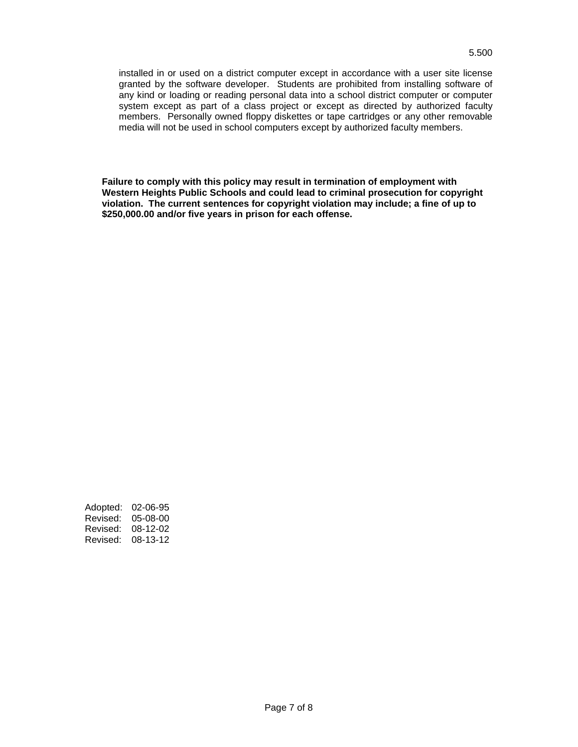installed in or used on a district computer except in accordance with a user site license granted by the software developer. Students are prohibited from installing software of any kind or loading or reading personal data into a school district computer or computer system except as part of a class project or except as directed by authorized faculty members. Personally owned floppy diskettes or tape cartridges or any other removable media will not be used in school computers except by authorized faculty members.

**Failure to comply with this policy may result in termination of employment with Western Heights Public Schools and could lead to criminal prosecution for copyright violation. The current sentences for copyright violation may include; a fine of up to $250,000.00 and/or five years in prison for each offense.**

Adopted: 02-06-95
Revised: 05-08-00
Revised: 08-12-02
Revised: 08-13-12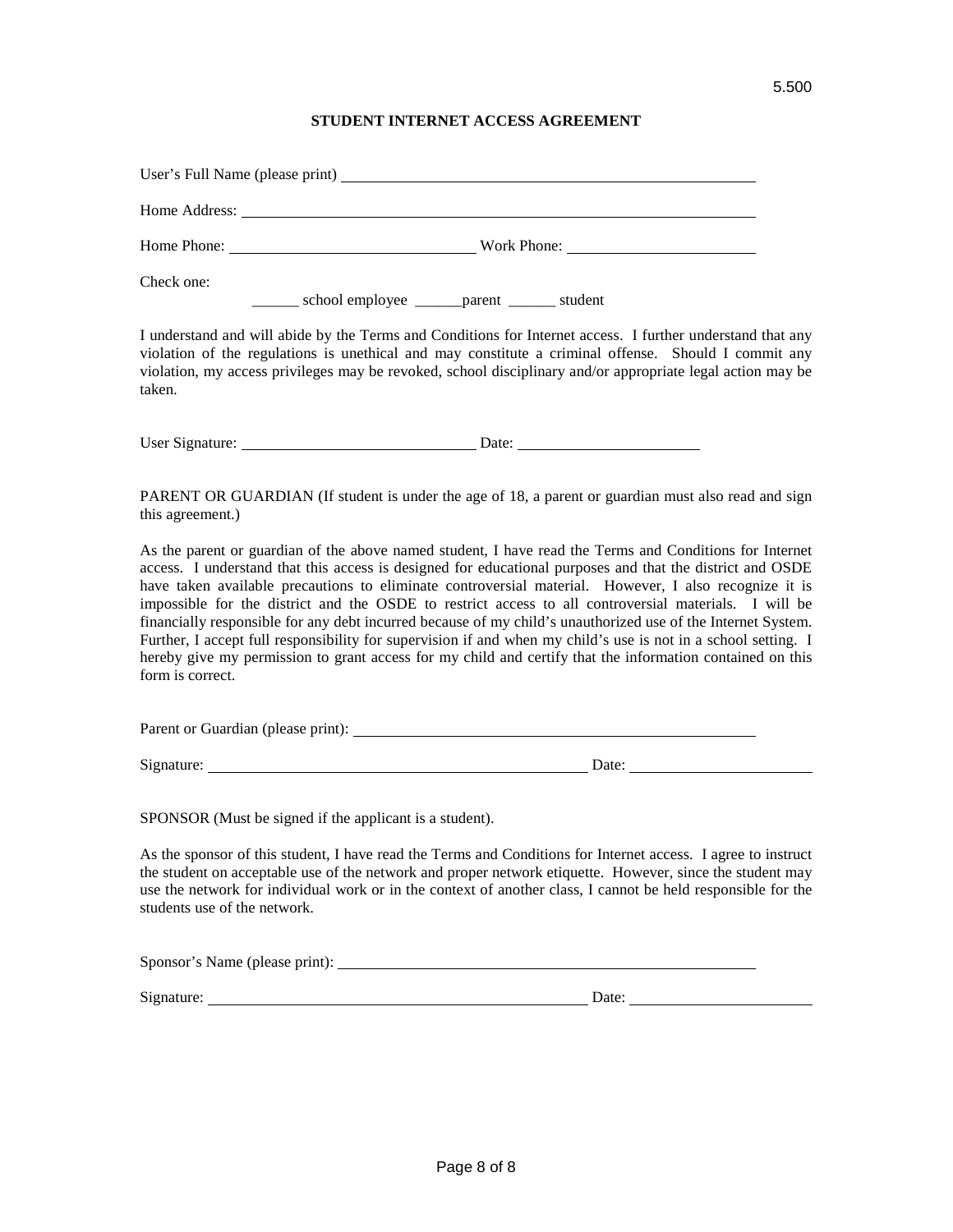5.500

**STUDENT INTERNET ACCESS AGREEMENT**

User's Full Name (please print) ______________________________

Home Address: ______________________________

Home Phone: ______________________________ Work Phone: ______________________________

Check one:

______ school employee ______parent ______ student

I understand and will abide by the Terms and Conditions for Internet access. I further understand that any violation of the regulations is unethical and may constitute a criminal offense. Should I commit any violation, my access privileges may be revoked, school disciplinary and/or appropriate legal action may be taken.

User Signature: ______________________________ Date: ______________________________

PARENT OR GUARDIAN (If student is under the age of 18, a parent or guardian must also read and sign this agreement.)

As the parent or guardian of the above named student, I have read the Terms and Conditions for Internet access. I understand that this access is designed for educational purposes and that the district and OSDE have taken available precautions to eliminate controversial material. However, I also recognize it is impossible for the district and the OSDE to restrict access to all controversial materials. I will be financially responsible for any debt incurred because of my child's unauthorized use of the Internet System. Further, I accept full responsibility for supervision if and when my child's use is not in a school setting. I hereby give my permission to grant access for my child and certify that the information contained on this form is correct.

Parent or Guardian (please print): ______________________________

Signature: ______________________________ Date: ______________________________

SPONSOR (Must be signed if the applicant is a student).

As the sponsor of this student, I have read the Terms and Conditions for Internet access. I agree to instruct the student on acceptable use of the network and proper network etiquette. However, since the student may use the network for individual work or in the context of another class, I cannot be held responsible for the students use of the network.

Sponsor's Name (please print): ______________________________

Signature: ______________________________ Date: ______________________________